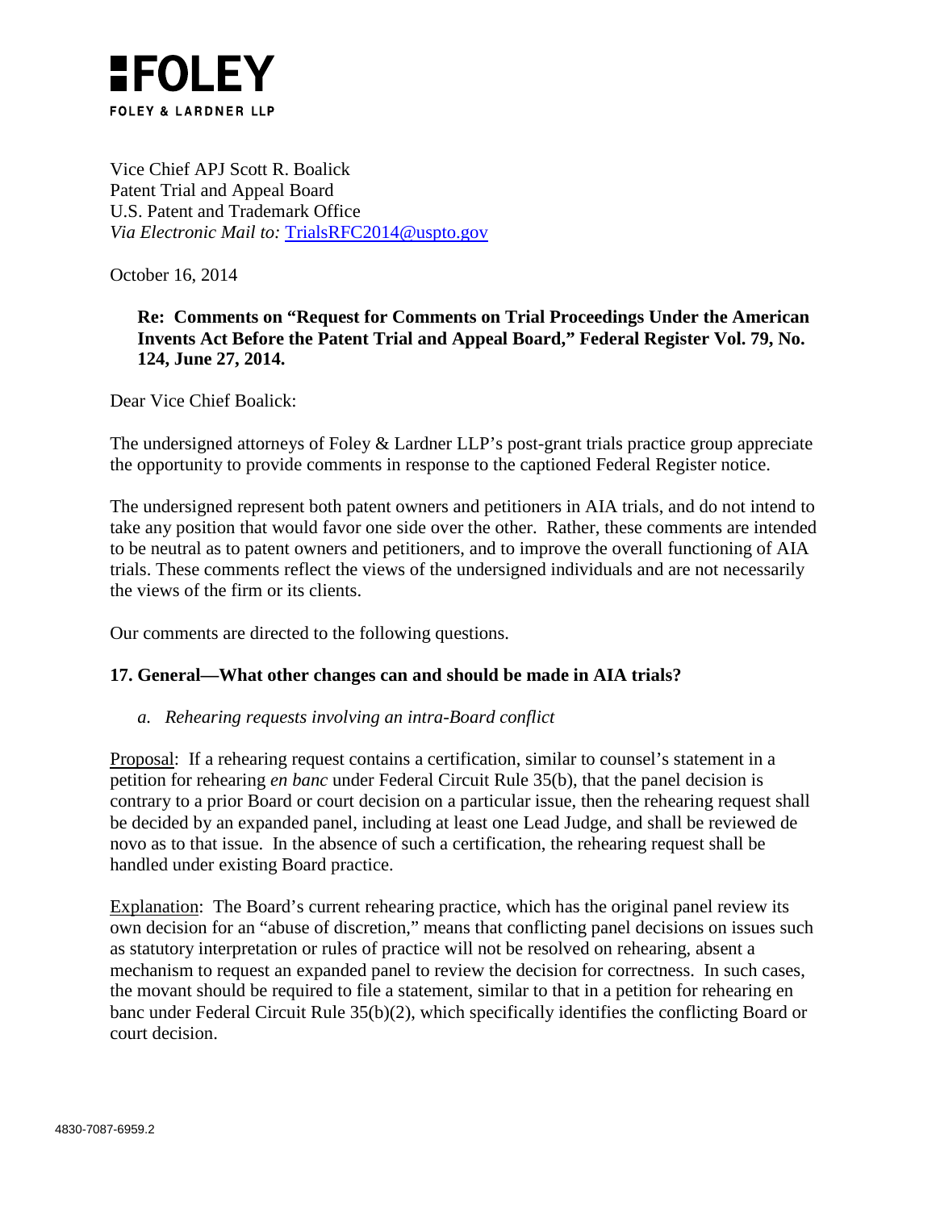**FOLEY**

**FOLEY & LARDNER LLP**

Vice Chief APJ Scott R. Boalick
Patent Trial and Appeal Board
U.S. Patent and Trademark Office
*Via Electronic Mail to:* TrialsRFC2014@uspto.gov

October 16, 2014

**Re: Comments on "Request for Comments on Trial Proceedings Under the American Invents Act Before the Patent Trial and Appeal Board," Federal Register Vol. 79, No. 124, June 27, 2014.**

Dear Vice Chief Boalick:

The undersigned attorneys of Foley & Lardner LLP's post-grant trials practice group appreciate the opportunity to provide comments in response to the captioned Federal Register notice.

The undersigned represent both patent owners and petitioners in AIA trials, and do not intend to take any position that would favor one side over the other. Rather, these comments are intended to be neutral as to patent owners and petitioners, and to improve the overall functioning of AIA trials. These comments reflect the views of the undersigned individuals and are not necessarily the views of the firm or its clients.

Our comments are directed to the following questions.

## 17. General—What other changes can and should be made in AIA trials?

*a. Rehearing requests involving an intra-Board conflict*

Proposal: If a rehearing request contains a certification, similar to counsel's statement in a petition for rehearing *en banc* under Federal Circuit Rule 35(b), that the panel decision is contrary to a prior Board or court decision on a particular issue, then the rehearing request shall be decided by an expanded panel, including at least one Lead Judge, and shall be reviewed de novo as to that issue. In the absence of such a certification, the rehearing request shall be handled under existing Board practice.

Explanation: The Board's current rehearing practice, which has the original panel review its own decision for an "abuse of discretion," means that conflicting panel decisions on issues such as statutory interpretation or rules of practice will not be resolved on rehearing, absent a mechanism to request an expanded panel to review the decision for correctness. In such cases, the movant should be required to file a statement, similar to that in a petition for rehearing en banc under Federal Circuit Rule 35(b)(2), which specifically identifies the conflicting Board or court decision.

4830-7087-6959.2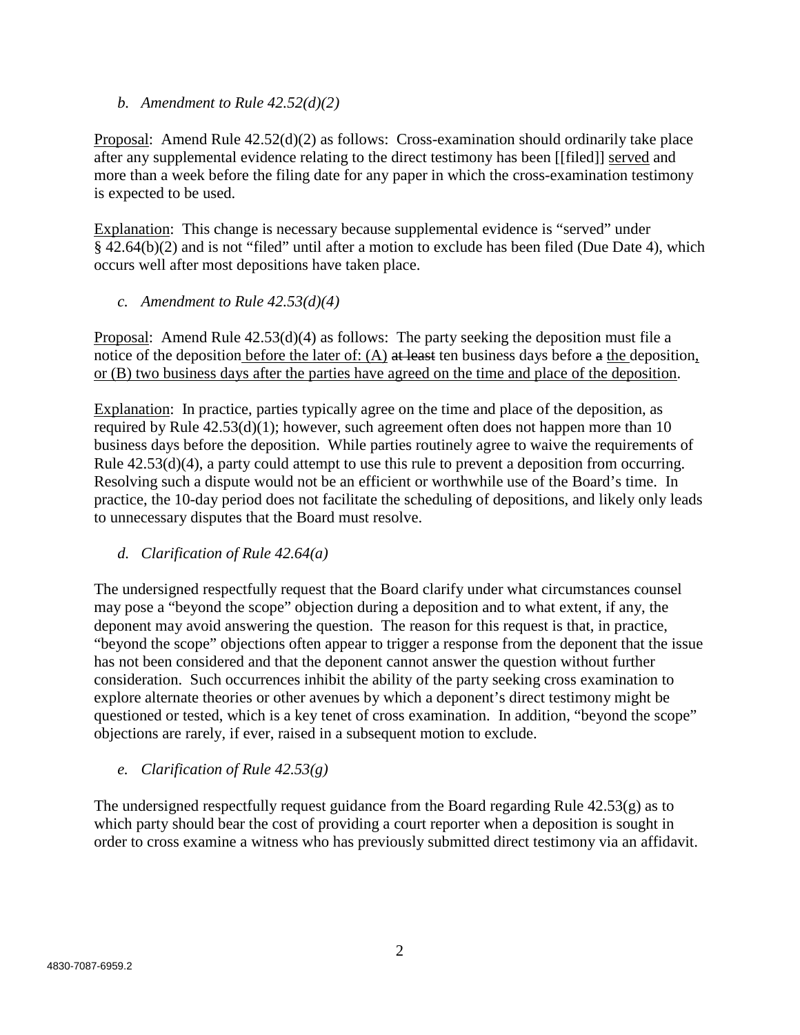*b. Amendment to Rule 42.52(d)(2)*

<u>Proposal</u>: Amend Rule 42.52(d)(2) as follows: Cross-examination should ordinarily take place after any supplemental evidence relating to the direct testimony has been [[filed]] <u>served</u> and more than a week before the filing date for any paper in which the cross-examination testimony is expected to be used.

<u>Explanation</u>: This change is necessary because supplemental evidence is "served" under § 42.64(b)(2) and is not "filed" until after a motion to exclude has been filed (Due Date 4), which occurs well after most depositions have taken place.

*c. Amendment to Rule 42.53(d)(4)*

<u>Proposal</u>: Amend Rule 42.53(d)(4) as follows: The party seeking the deposition must file a notice of the deposition <u>before the later of: (A)</u> ~~at least~~ ten business days before ~~a~~ <u>the</u> deposition<u>, or (B) two business days after the parties have agreed on the time and place of the deposition</u>.

<u>Explanation</u>: In practice, parties typically agree on the time and place of the deposition, as required by Rule 42.53(d)(1); however, such agreement often does not happen more than 10 business days before the deposition. While parties routinely agree to waive the requirements of Rule 42.53(d)(4), a party could attempt to use this rule to prevent a deposition from occurring. Resolving such a dispute would not be an efficient or worthwhile use of the Board's time. In practice, the 10-day period does not facilitate the scheduling of depositions, and likely only leads to unnecessary disputes that the Board must resolve.

*d. Clarification of Rule 42.64(a)*

The undersigned respectfully request that the Board clarify under what circumstances counsel may pose a "beyond the scope" objection during a deposition and to what extent, if any, the deponent may avoid answering the question. The reason for this request is that, in practice, "beyond the scope" objections often appear to trigger a response from the deponent that the issue has not been considered and that the deponent cannot answer the question without further consideration. Such occurrences inhibit the ability of the party seeking cross examination to explore alternate theories or other avenues by which a deponent's direct testimony might be questioned or tested, which is a key tenet of cross examination. In addition, "beyond the scope" objections are rarely, if ever, raised in a subsequent motion to exclude.

*e. Clarification of Rule 42.53(g)*

The undersigned respectfully request guidance from the Board regarding Rule 42.53(g) as to which party should bear the cost of providing a court reporter when a deposition is sought in order to cross examine a witness who has previously submitted direct testimony via an affidavit.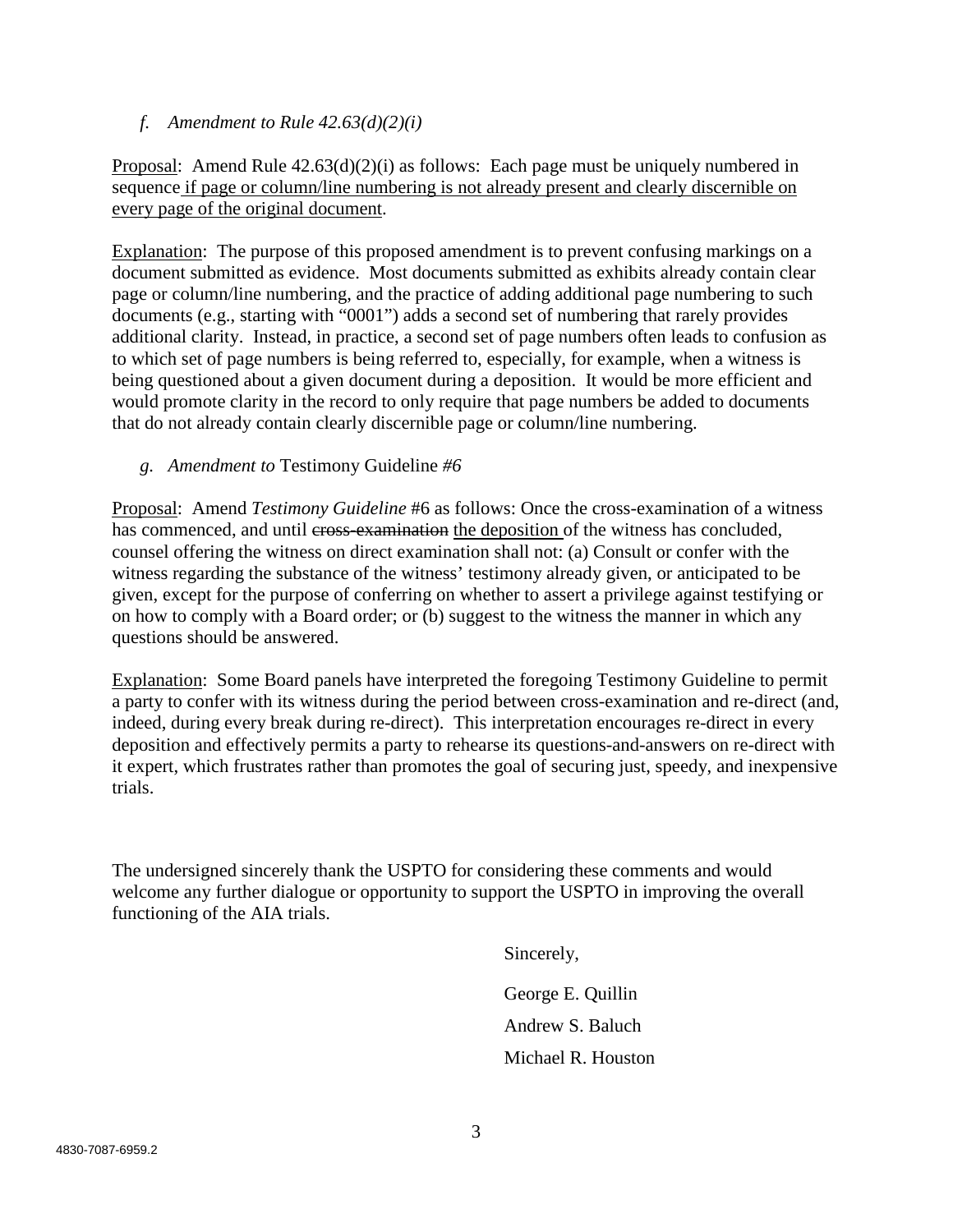*f. Amendment to Rule 42.63(d)(2)(i)*

<u>Proposal</u>: Amend Rule 42.63(d)(2)(i) as follows: Each page must be uniquely numbered in sequence <u>if page or column/line numbering is not already present and clearly discernible on every page of the original document</u>.

<u>Explanation</u>: The purpose of this proposed amendment is to prevent confusing markings on a document submitted as evidence. Most documents submitted as exhibits already contain clear page or column/line numbering, and the practice of adding additional page numbering to such documents (e.g., starting with "0001") adds a second set of numbering that rarely provides additional clarity. Instead, in practice, a second set of page numbers often leads to confusion as to which set of page numbers is being referred to, especially, for example, when a witness is being questioned about a given document during a deposition. It would be more efficient and would promote clarity in the record to only require that page numbers be added to documents that do not already contain clearly discernible page or column/line numbering.

*g. Amendment to* Testimony Guideline *#6*

<u>Proposal</u>: Amend *Testimony Guideline* #6 as follows: Once the cross-examination of a witness has commenced, and until ~~cross-examination~~ <u>the deposition</u> of the witness has concluded, counsel offering the witness on direct examination shall not: (a) Consult or confer with the witness regarding the substance of the witness' testimony already given, or anticipated to be given, except for the purpose of conferring on whether to assert a privilege against testifying or on how to comply with a Board order; or (b) suggest to the witness the manner in which any questions should be answered.

<u>Explanation</u>: Some Board panels have interpreted the foregoing Testimony Guideline to permit a party to confer with its witness during the period between cross-examination and re-direct (and, indeed, during every break during re-direct). This interpretation encourages re-direct in every deposition and effectively permits a party to rehearse its questions-and-answers on re-direct with it expert, which frustrates rather than promotes the goal of securing just, speedy, and inexpensive trials.

The undersigned sincerely thank the USPTO for considering these comments and would welcome any further dialogue or opportunity to support the USPTO in improving the overall functioning of the AIA trials.

Sincerely,

George E. Quillin

Andrew S. Baluch

Michael R. Houston

4830-7087-6959.2